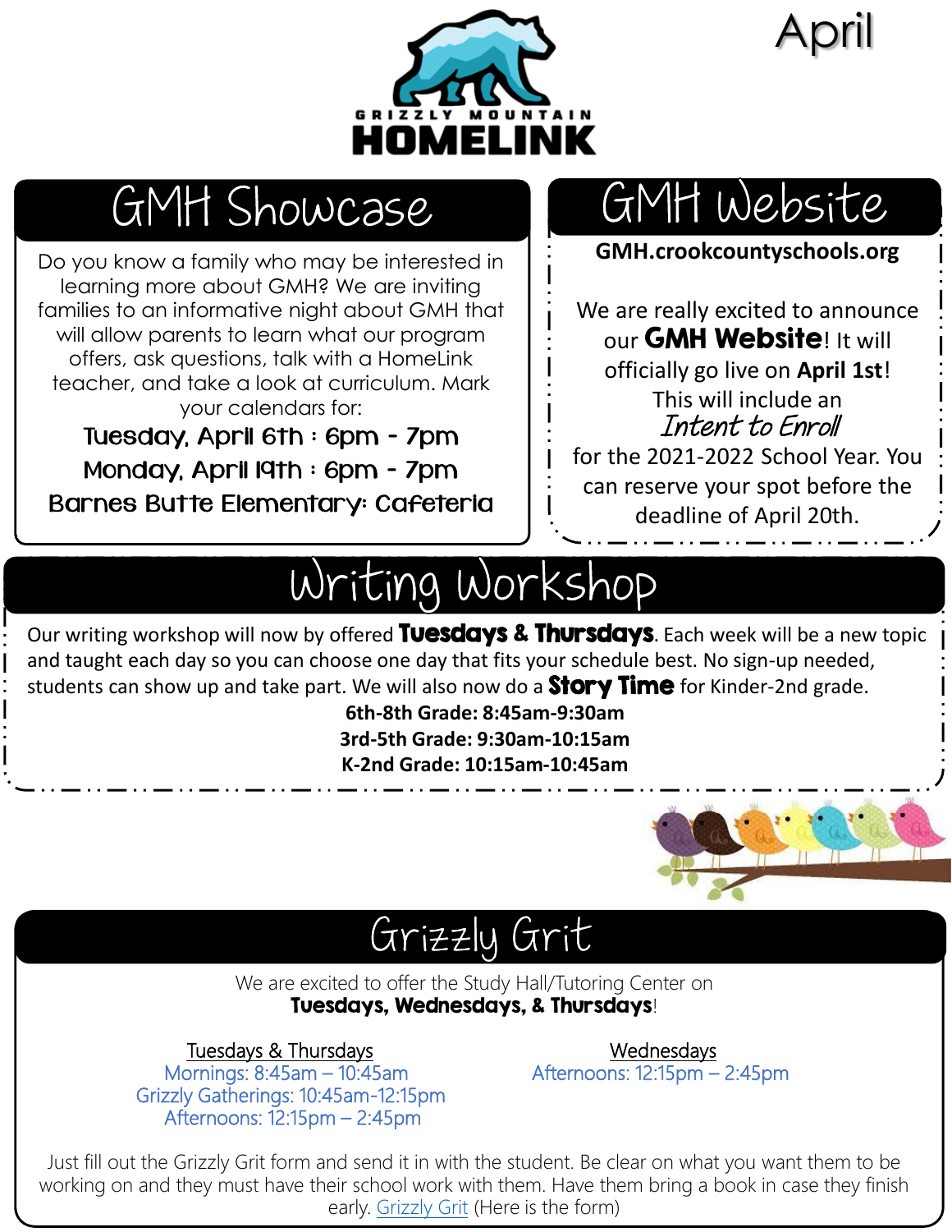April

GRIZZLY MOUNTAIN
# HOMELINK

## GMH Showcase

Do you know a family who may be interested in learning more about GMH? We are inviting families to an informative night about GMH that will allow parents to learn what our program offers, ask questions, talk with a HomeLink teacher, and take a look at curriculum. Mark your calendars for:

**Tuesday, April 6th : 6pm - 7pm**
**Monday, April 19th : 6pm - 7pm**
**Barnes Butte Elementary: Cafeteria**

## GMH Website

**GMH.crookcountyschools.org**

We are really excited to announce our **GMH Website**! It will officially go live on **April 1st**! This will include an *Intent to Enroll* for the 2021-2022 School Year. You can reserve your spot before the deadline of April 20th.

## Writing Workshop

Our writing workshop will now by offered **Tuesdays & Thursdays**. Each week will be a new topic and taught each day so you can choose one day that fits your schedule best. No sign-up needed, students can show up and take part. We will also now do a **Story Time** for Kinder-2nd grade.

**6th-8th Grade: 8:45am-9:30am**
**3rd-5th Grade: 9:30am-10:15am**
**K-2nd Grade: 10:15am-10:45am**

## Grizzly Grit

We are excited to offer the Study Hall/Tutoring Center on **Tuesdays, Wednesdays, & Thursdays**!

Tuesdays & Thursdays
Mornings: 8:45am – 10:45am
Grizzly Gatherings: 10:45am-12:15pm
Afternoons: 12:15pm – 2:45pm

Wednesdays
Afternoons: 12:15pm – 2:45pm

Just fill out the Grizzly Grit form and send it in with the student. Be clear on what you want them to be working on and they must have their school work with them. Have them bring a book in case they finish early. Grizzly Grit (Here is the form)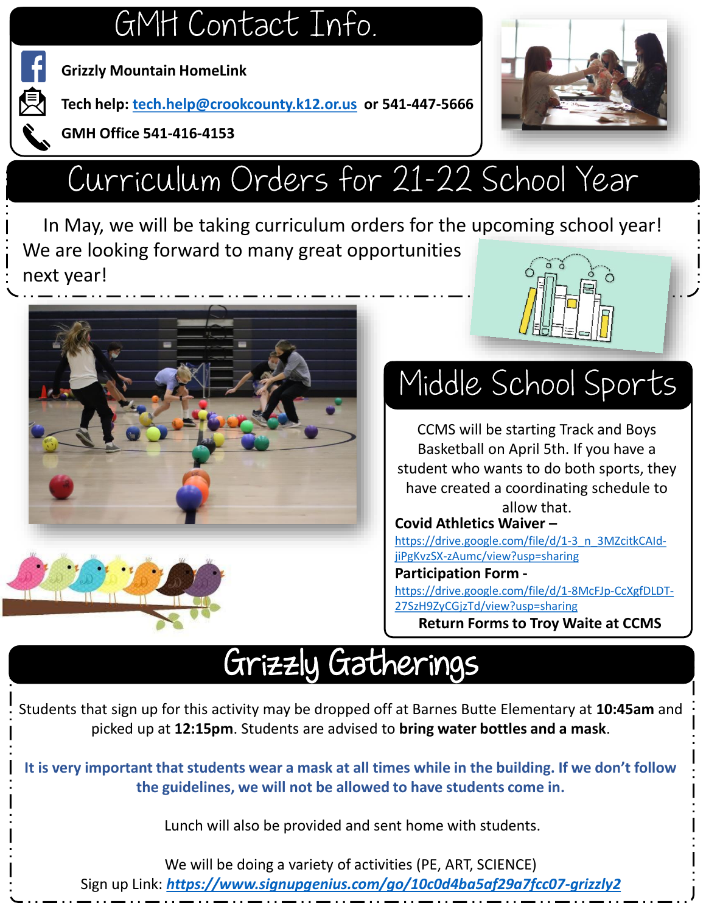# GMH Contact Info.

**Grizzly Mountain HomeLink**

**Tech help: tech.help@crookcounty.k12.or.us or 541-447-5666**

**GMH Office 541-416-4153**

# Curriculum Orders for 21-22 School Year

In May, we will be taking curriculum orders for the upcoming school year! We are looking forward to many great opportunities next year!

# Middle School Sports

CCMS will be starting Track and Boys Basketball on April 5th. If you have a student who wants to do both sports, they have created a coordinating schedule to allow that.

**Covid Athletics Waiver –** https://drive.google.com/file/d/1-3_n_3MZcitkCAId-jiPgKvzSX-zAumc/view?usp=sharing

**Participation Form -** https://drive.google.com/file/d/1-8McFJp-CcXgfDLDT-27SzH9ZyCGjzTd/view?usp=sharing

**Return Forms to Troy Waite at CCMS**

# Grizzly Gatherings

Students that sign up for this activity may be dropped off at Barnes Butte Elementary at **10:45am** and picked up at **12:15pm**. Students are advised to **bring water bottles and a mask**.

**It is very important that students wear a mask at all times while in the building. If we don't follow the guidelines, we will not be allowed to have students come in.**

Lunch will also be provided and sent home with students.

We will be doing a variety of activities (PE, ART, SCIENCE)

Sign up Link: ***https://www.signupgenius.com/go/10c0d4ba5af29a7fcc07-grizzly2***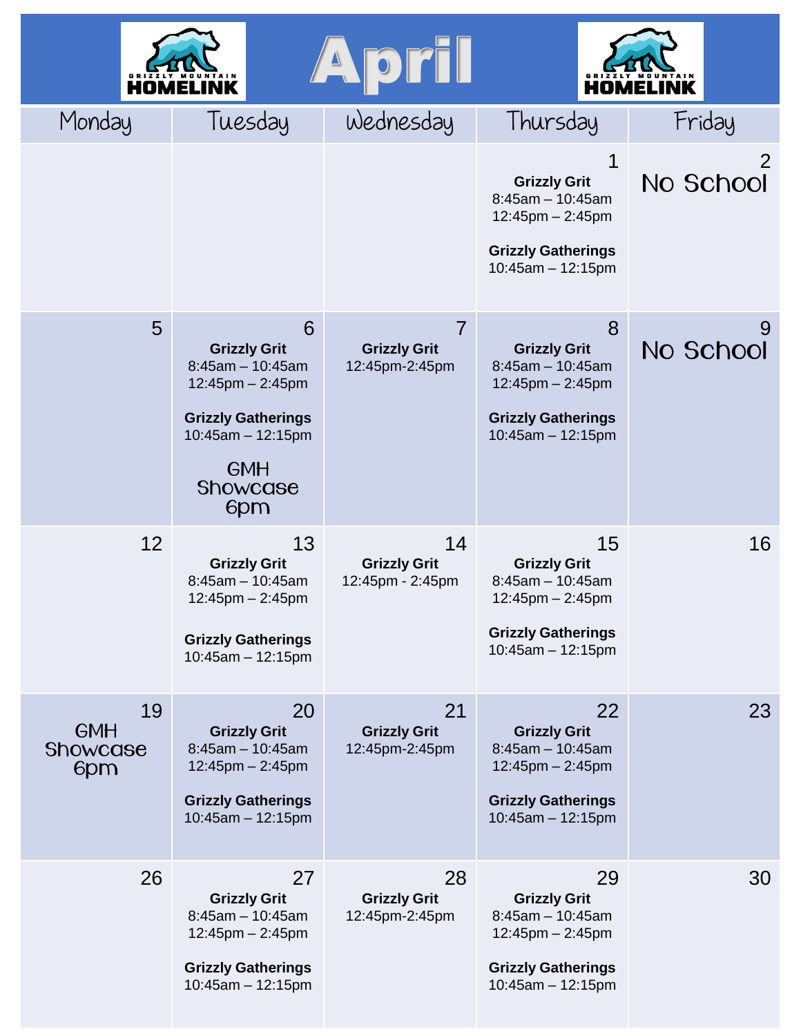# April

GRIZZLY MOUNTAIN HOMELINK

| Monday | Tuesday | Wednesday | Thursday | Friday |
|---|---|---|---|---|
| | | | 1 **Grizzly Grit** 8:45am – 10:45am 12:45pm – 2:45pm **Grizzly Gatherings** 10:45am – 12:15pm | 2 No School |
| 5 | 6 **Grizzly Grit** 8:45am – 10:45am 12:45pm – 2:45pm **Grizzly Gatherings** 10:45am – 12:15pm GMH Showcase 6pm | 7 **Grizzly Grit** 12:45pm-2:45pm | 8 **Grizzly Grit** 8:45am – 10:45am 12:45pm – 2:45pm **Grizzly Gatherings** 10:45am – 12:15pm | 9 No School |
| 12 | 13 **Grizzly Grit** 8:45am – 10:45am 12:45pm – 2:45pm **Grizzly Gatherings** 10:45am – 12:15pm | 14 **Grizzly Grit** 12:45pm - 2:45pm | 15 **Grizzly Grit** 8:45am – 10:45am 12:45pm – 2:45pm **Grizzly Gatherings** 10:45am – 12:15pm | 16 |
| 19 GMH Showcase 6pm | 20 **Grizzly Grit** 8:45am – 10:45am 12:45pm – 2:45pm **Grizzly Gatherings** 10:45am – 12:15pm | 21 **Grizzly Grit** 12:45pm-2:45pm | 22 **Grizzly Grit** 8:45am – 10:45am 12:45pm – 2:45pm **Grizzly Gatherings** 10:45am – 12:15pm | 23 |
| 26 | 27 **Grizzly Grit** 8:45am – 10:45am 12:45pm – 2:45pm **Grizzly Gatherings** 10:45am – 12:15pm | 28 **Grizzly Grit** 12:45pm-2:45pm | 29 **Grizzly Grit** 8:45am – 10:45am 12:45pm – 2:45pm **Grizzly Gatherings** 10:45am – 12:15pm | 30 |